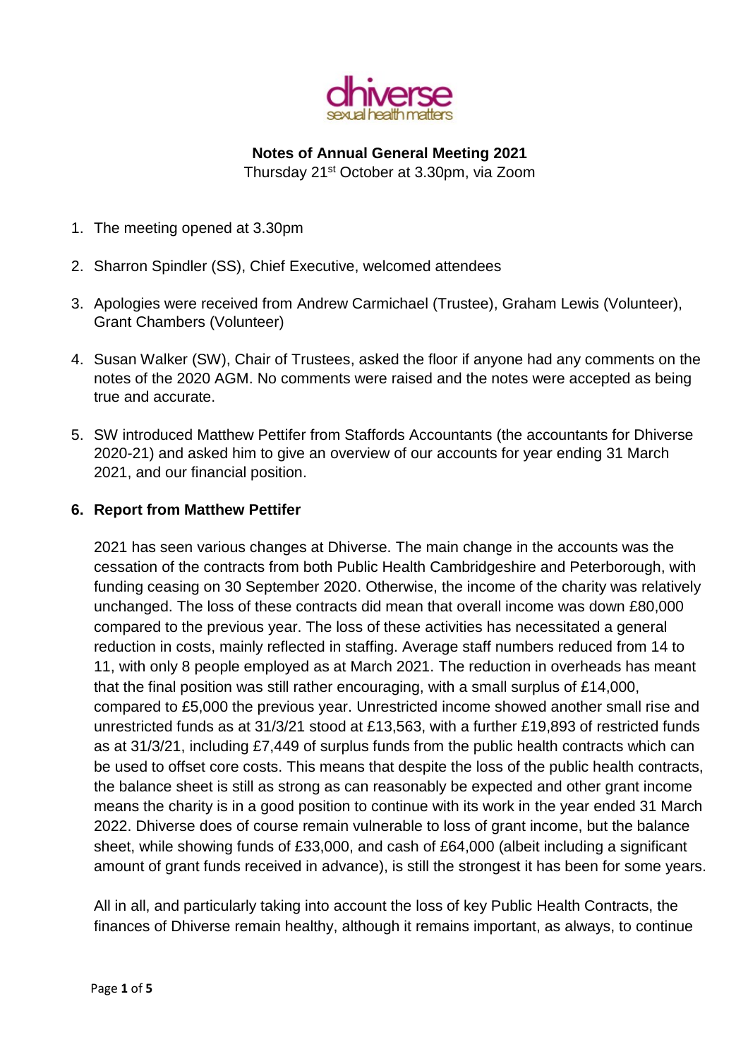**Notes of Annual General Meeting 2021**
Thursday 21st October at 3.30pm, via Zoom

1. The meeting opened at 3.30pm
2. Sharron Spindler (SS), Chief Executive, welcomed attendees
3. Apologies were received from Andrew Carmichael (Trustee), Graham Lewis (Volunteer), Grant Chambers (Volunteer)
4. Susan Walker (SW), Chair of Trustees, asked the floor if anyone had any comments on the notes of the 2020 AGM. No comments were raised and the notes were accepted as being true and accurate.
5. SW introduced Matthew Pettifer from Staffords Accountants (the accountants for Dhiverse 2020-21) and asked him to give an overview of our accounts for year ending 31 March 2021, and our financial position.

**6. Report from Matthew Pettifer**

2021 has seen various changes at Dhiverse. The main change in the accounts was the cessation of the contracts from both Public Health Cambridgeshire and Peterborough, with funding ceasing on 30 September 2020. Otherwise, the income of the charity was relatively unchanged. The loss of these contracts did mean that overall income was down £80,000 compared to the previous year. The loss of these activities has necessitated a general reduction in costs, mainly reflected in staffing. Average staff numbers reduced from 14 to 11, with only 8 people employed as at March 2021. The reduction in overheads has meant that the final position was still rather encouraging, with a small surplus of £14,000, compared to £5,000 the previous year. Unrestricted income showed another small rise and unrestricted funds as at 31/3/21 stood at £13,563, with a further £19,893 of restricted funds as at 31/3/21, including £7,449 of surplus funds from the public health contracts which can be used to offset core costs. This means that despite the loss of the public health contracts, the balance sheet is still as strong as can reasonably be expected and other grant income means the charity is in a good position to continue with its work in the year ended 31 March 2022. Dhiverse does of course remain vulnerable to loss of grant income, but the balance sheet, while showing funds of £33,000, and cash of £64,000 (albeit including a significant amount of grant funds received in advance), is still the strongest it has been for some years.

All in all, and particularly taking into account the loss of key Public Health Contracts, the finances of Dhiverse remain healthy, although it remains important, as always, to continue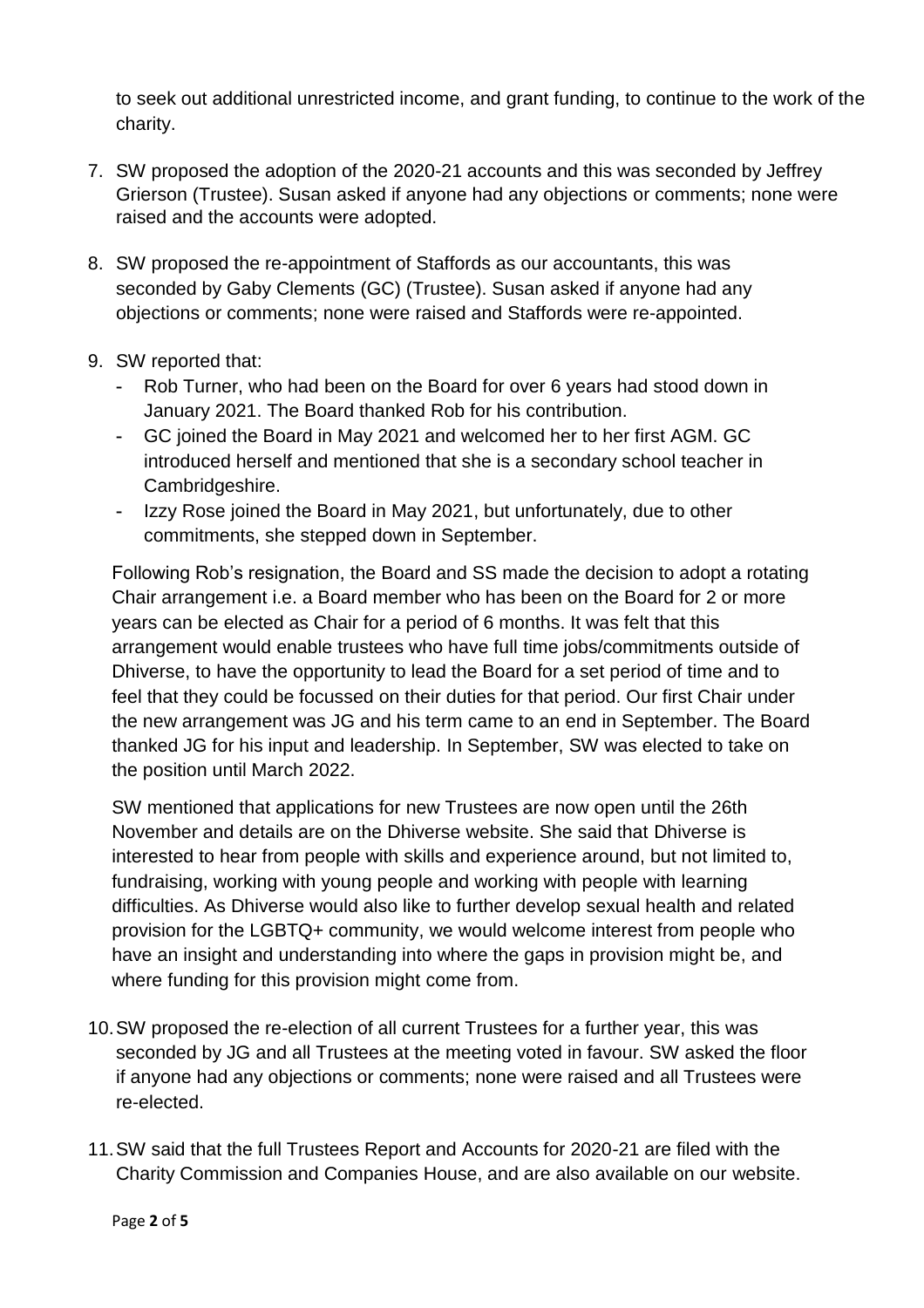to seek out additional unrestricted income, and grant funding, to continue to the work of the charity.

7. SW proposed the adoption of the 2020-21 accounts and this was seconded by Jeffrey Grierson (Trustee). Susan asked if anyone had any objections or comments; none were raised and the accounts were adopted.

8. SW proposed the re-appointment of Staffords as our accountants, this was seconded by Gaby Clements (GC) (Trustee). Susan asked if anyone had any objections or comments; none were raised and Staffords were re-appointed.

9. SW reported that:
   - Rob Turner, who had been on the Board for over 6 years had stood down in January 2021. The Board thanked Rob for his contribution.
   - GC joined the Board in May 2021 and welcomed her to her first AGM. GC introduced herself and mentioned that she is a secondary school teacher in Cambridgeshire.
   - Izzy Rose joined the Board in May 2021, but unfortunately, due to other commitments, she stepped down in September.

   Following Rob's resignation, the Board and SS made the decision to adopt a rotating Chair arrangement i.e. a Board member who has been on the Board for 2 or more years can be elected as Chair for a period of 6 months. It was felt that this arrangement would enable trustees who have full time jobs/commitments outside of Dhiverse, to have the opportunity to lead the Board for a set period of time and to feel that they could be focussed on their duties for that period. Our first Chair under the new arrangement was JG and his term came to an end in September. The Board thanked JG for his input and leadership. In September, SW was elected to take on the position until March 2022.

   SW mentioned that applications for new Trustees are now open until the 26th November and details are on the Dhiverse website. She said that Dhiverse is interested to hear from people with skills and experience around, but not limited to, fundraising, working with young people and working with people with learning difficulties. As Dhiverse would also like to further develop sexual health and related provision for the LGBTQ+ community, we would welcome interest from people who have an insight and understanding into where the gaps in provision might be, and where funding for this provision might come from.

10. SW proposed the re-election of all current Trustees for a further year, this was seconded by JG and all Trustees at the meeting voted in favour. SW asked the floor if anyone had any objections or comments; none were raised and all Trustees were re-elected.

11. SW said that the full Trustees Report and Accounts for 2020-21 are filed with the Charity Commission and Companies House, and are also available on our website.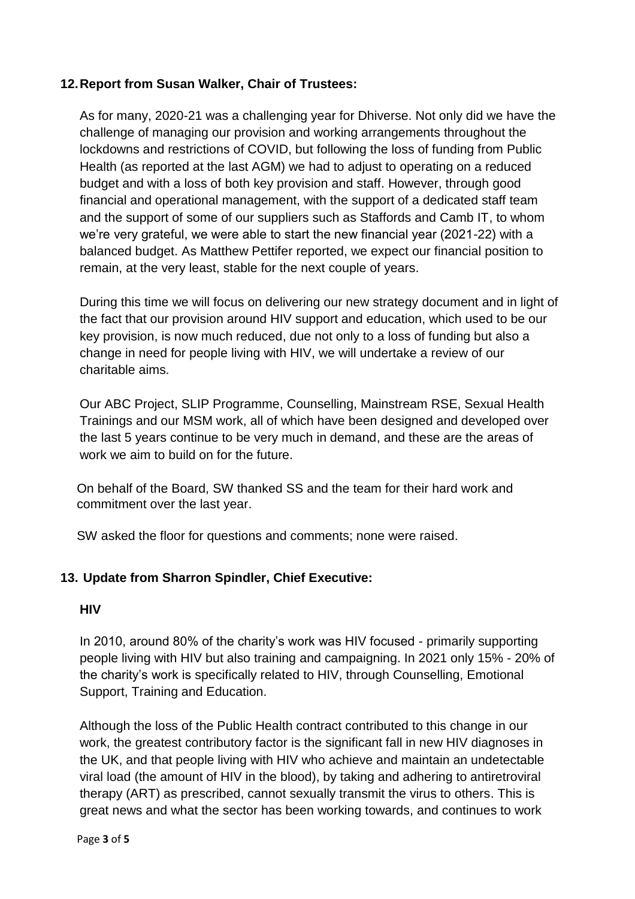## 12. Report from Susan Walker, Chair of Trustees:

As for many, 2020-21 was a challenging year for Dhiverse. Not only did we have the challenge of managing our provision and working arrangements throughout the lockdowns and restrictions of COVID, but following the loss of funding from Public Health (as reported at the last AGM) we had to adjust to operating on a reduced budget and with a loss of both key provision and staff. However, through good financial and operational management, with the support of a dedicated staff team and the support of some of our suppliers such as Staffords and Camb IT, to whom we're very grateful, we were able to start the new financial year (2021-22) with a balanced budget. As Matthew Pettifer reported, we expect our financial position to remain, at the very least, stable for the next couple of years.

During this time we will focus on delivering our new strategy document and in light of the fact that our provision around HIV support and education, which used to be our key provision, is now much reduced, due not only to a loss of funding but also a change in need for people living with HIV, we will undertake a review of our charitable aims.

Our ABC Project, SLIP Programme, Counselling, Mainstream RSE, Sexual Health Trainings and our MSM work, all of which have been designed and developed over the last 5 years continue to be very much in demand, and these are the areas of work we aim to build on for the future.

On behalf of the Board, SW thanked SS and the team for their hard work and commitment over the last year.

SW asked the floor for questions and comments; none were raised.

## 13. Update from Sharron Spindler, Chief Executive:

### HIV

In 2010, around 80% of the charity's work was HIV focused - primarily supporting people living with HIV but also training and campaigning. In 2021 only 15% - 20% of the charity's work is specifically related to HIV, through Counselling, Emotional Support, Training and Education.

Although the loss of the Public Health contract contributed to this change in our work, the greatest contributory factor is the significant fall in new HIV diagnoses in the UK, and that people living with HIV who achieve and maintain an undetectable viral load (the amount of HIV in the blood), by taking and adhering to antiretroviral therapy (ART) as prescribed, cannot sexually transmit the virus to others. This is great news and what the sector has been working towards, and continues to work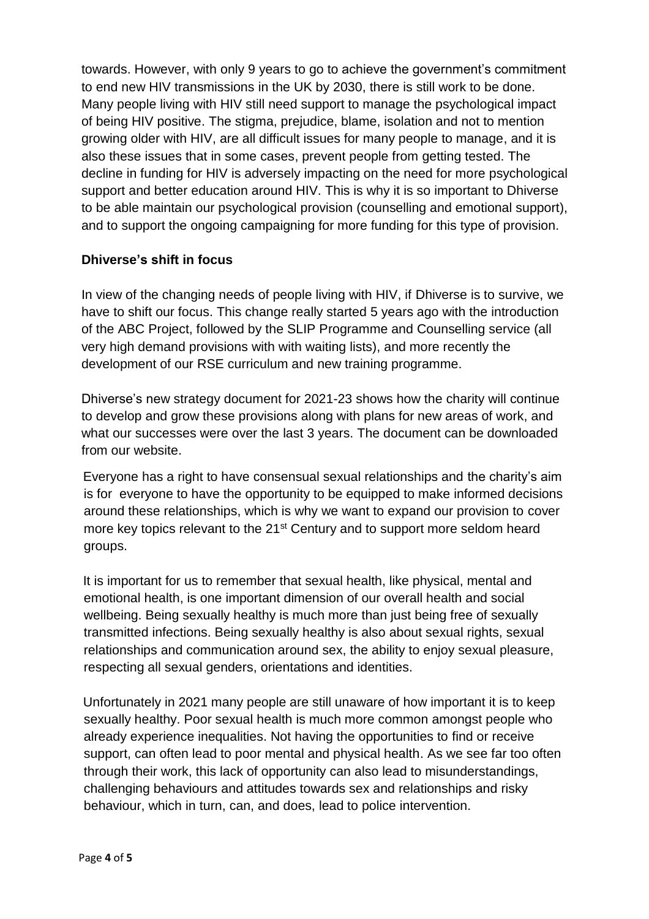towards. However, with only 9 years to go to achieve the government's commitment to end new HIV transmissions in the UK by 2030, there is still work to be done. Many people living with HIV still need support to manage the psychological impact of being HIV positive. The stigma, prejudice, blame, isolation and not to mention growing older with HIV, are all difficult issues for many people to manage, and it is also these issues that in some cases, prevent people from getting tested. The decline in funding for HIV is adversely impacting on the need for more psychological support and better education around HIV. This is why it is so important to Dhiverse to be able maintain our psychological provision (counselling and emotional support), and to support the ongoing campaigning for more funding for this type of provision.

**Dhiverse's shift in focus**

In view of the changing needs of people living with HIV, if Dhiverse is to survive, we have to shift our focus. This change really started 5 years ago with the introduction of the ABC Project, followed by the SLIP Programme and Counselling service (all very high demand provisions with with waiting lists), and more recently the development of our RSE curriculum and new training programme.

Dhiverse's new strategy document for 2021-23 shows how the charity will continue to develop and grow these provisions along with plans for new areas of work, and what our successes were over the last 3 years. The document can be downloaded from our website.

Everyone has a right to have consensual sexual relationships and the charity's aim is for everyone to have the opportunity to be equipped to make informed decisions around these relationships, which is why we want to expand our provision to cover more key topics relevant to the 21st Century and to support more seldom heard groups.

It is important for us to remember that sexual health, like physical, mental and emotional health, is one important dimension of our overall health and social wellbeing. Being sexually healthy is much more than just being free of sexually transmitted infections. Being sexually healthy is also about sexual rights, sexual relationships and communication around sex, the ability to enjoy sexual pleasure, respecting all sexual genders, orientations and identities.

Unfortunately in 2021 many people are still unaware of how important it is to keep sexually healthy. Poor sexual health is much more common amongst people who already experience inequalities. Not having the opportunities to find or receive support, can often lead to poor mental and physical health. As we see far too often through their work, this lack of opportunity can also lead to misunderstandings, challenging behaviours and attitudes towards sex and relationships and risky behaviour, which in turn, can, and does, lead to police intervention.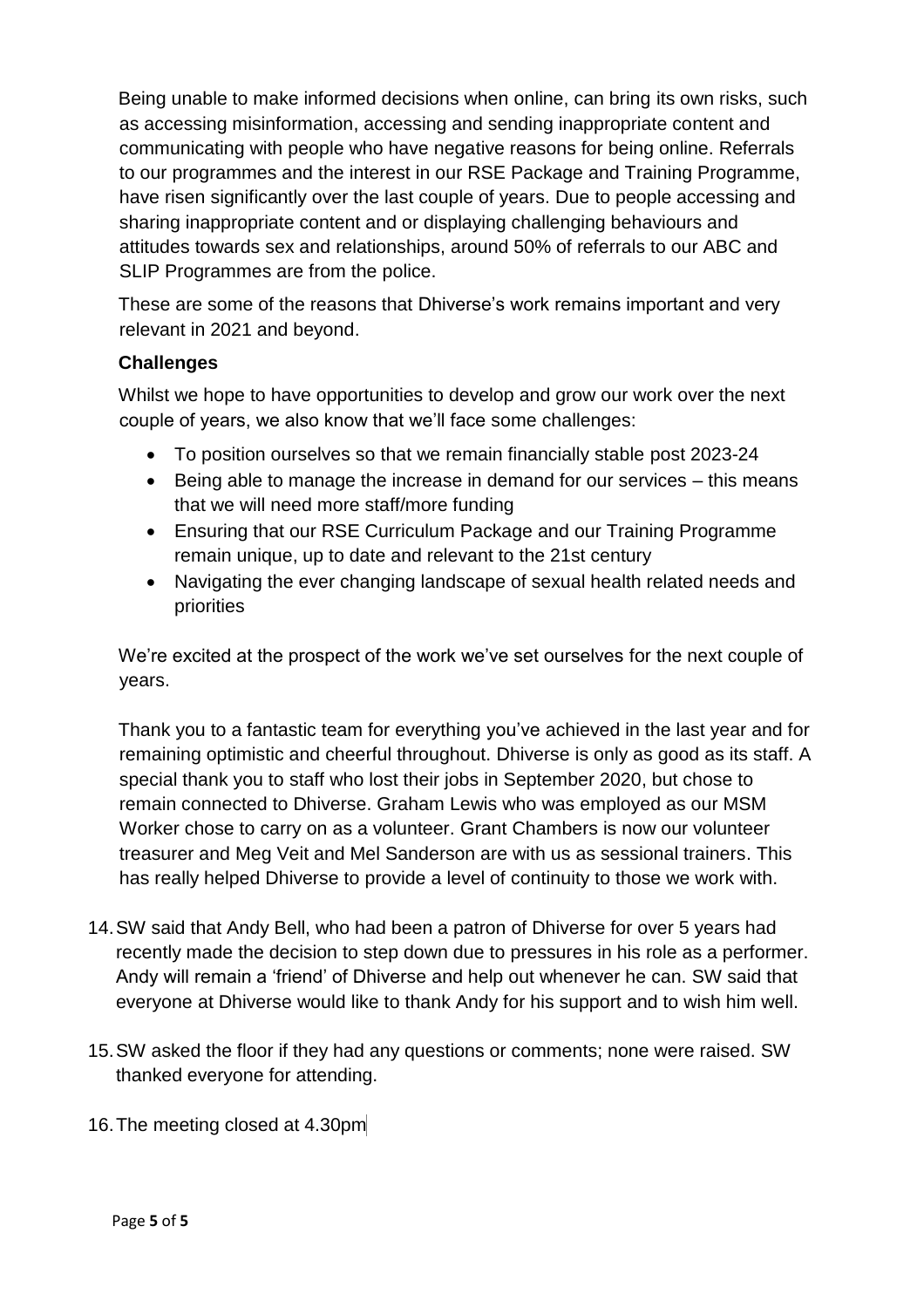Being unable to make informed decisions when online, can bring its own risks, such as accessing misinformation, accessing and sending inappropriate content and communicating with people who have negative reasons for being online. Referrals to our programmes and the interest in our RSE Package and Training Programme, have risen significantly over the last couple of years. Due to people accessing and sharing inappropriate content and or displaying challenging behaviours and attitudes towards sex and relationships, around 50% of referrals to our ABC and SLIP Programmes are from the police.

These are some of the reasons that Dhiverse's work remains important and very relevant in 2021 and beyond.

**Challenges**

Whilst we hope to have opportunities to develop and grow our work over the next couple of years, we also know that we'll face some challenges:

- To position ourselves so that we remain financially stable post 2023-24
- Being able to manage the increase in demand for our services – this means that we will need more staff/more funding
- Ensuring that our RSE Curriculum Package and our Training Programme remain unique, up to date and relevant to the 21st century
- Navigating the ever changing landscape of sexual health related needs and priorities

We're excited at the prospect of the work we've set ourselves for the next couple of years.

Thank you to a fantastic team for everything you've achieved in the last year and for remaining optimistic and cheerful throughout. Dhiverse is only as good as its staff. A special thank you to staff who lost their jobs in September 2020, but chose to remain connected to Dhiverse. Graham Lewis who was employed as our MSM Worker chose to carry on as a volunteer. Grant Chambers is now our volunteer treasurer and Meg Veit and Mel Sanderson are with us as sessional trainers. This has really helped Dhiverse to provide a level of continuity to those we work with.

14. SW said that Andy Bell, who had been a patron of Dhiverse for over 5 years had recently made the decision to step down due to pressures in his role as a performer. Andy will remain a 'friend' of Dhiverse and help out whenever he can. SW said that everyone at Dhiverse would like to thank Andy for his support and to wish him well.

15. SW asked the floor if they had any questions or comments; none were raised. SW thanked everyone for attending.

16. The meeting closed at 4.30pm